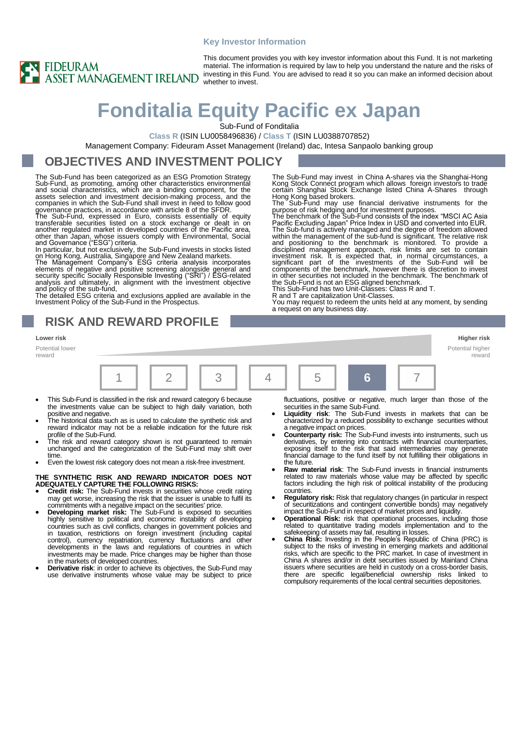Key Investor Information

FIDEURAM ASSET MANAGEMENT IRELAND

This document provides you with key investor information about this Fund. It is not marketing material. The information is required by law to help you understand the nature and the risks of investing in this Fund. You are advised to read it so you can make an informed decision about whether to invest.

# Fonditalia Equity Pacific ex Japan

Sub-Fund of Fonditalia

**Class R** (ISIN LU0058496836) / **Class T** (ISIN LU0388707852)

Management Company: Fideuram Asset Management (Ireland) dac, Intesa Sanpaolo banking group

## OBJECTIVES AND INVESTMENT POLICY

The Sub-Fund has been categorized as an ESG Promotion Strategy Sub-Fund, as promoting, among other characteristics environmental and social characteristics, which are a binding component, for the assets selection and investment decision-making process, and the companies in which the Sub-Fund shall invest in need to follow good governance practices, in accordance with article 8 of the SFDR.

The Sub-Fund, expressed in Euro, consists essentially of equity transferable securities listed on a stock exchange or dealt in on another regulated market in developed countries of the Pacific area, other than Japan, whose issuers comply with Environmental, Social and Governance ("ESG") criteria.

In particular, but not exclusively, the Sub-Fund invests in stocks listed on Hong Kong, Australia, Singapore and New Zealand markets.

The Management Company's ESG criteria analysis incorporates elements of negative and positive screening alongside general and security specific Socially Responsible Investing ("SRI") / ESG-related analysis and ultimately, in alignment with the investment objective and policy of the sub-fund,

The detailed ESG criteria and exclusions applied are available in the Investment Policy of the Sub-Fund in the Prospectus.

The Sub-Fund may invest in China A-shares via the Shanghai-Hong Kong Stock Connect program which allows foreign investors to trade certain Shanghai Stock Exchange listed China A-Shares through Hong Kong based brokers.

The Sub-Fund may use financial derivative instruments for the purpose of risk hedging and for investment purposes.

The benchmark of the Sub-Fund consists of the index "MSCI AC Asia Pacific Excluding Japan" Price Index in USD and converted into EUR. The Sub-fund is actively managed and the degree of freedom allowed within the management of the sub-fund is significant. The relative risk and positioning to the benchmark is monitored. To provide a disciplined management approach, risk limits are set to contain investment risk. It is expected that, in normal circumstances, a significant part of the investments of the Sub-Fund will be components of the benchmark, however there is discretion to invest in other securities not included in the benchmark. The benchmark of the Sub-Fund is not an ESG aligned benchmark.

This Sub-Fund has two Unit-Classes: Class R and T.

R and T are capitalization Unit-Classes.

You may request to redeem the units held at any moment, by sending a request on any business day.

## RISK AND REWARD PROFILE

| Lower risk<br>Potential lower reward | | | | | | Higher risk<br>Potential higher reward |
|---|---|---|---|---|---|---|
| 1 | 2 | 3 | 4 | 5 | **6** | 7 |

- This Sub-Fund is classified in the risk and reward category 6 because the investments value can be subject to high daily variation, both positive and negative.
- The historical data such as is used to calculate the synthetic risk and reward indicator may not be a reliable indication for the future risk profile of the Sub-Fund.
- The risk and reward category shown is not guaranteed to remain unchanged and the categorization of the Sub-Fund may shift over time.
- Even the lowest risk category does not mean a risk-free investment.

**THE SYNTHETIC RISK AND REWARD INDICATOR DOES NOT ADEQUATELY CAPTURE THE FOLLOWING RISKS:**

- **Credit risk:** The Sub-Fund invests in securities whose credit rating may get worse, increasing the risk that the issuer is unable to fulfil its commitments with a negative impact on the securities' price.
- **Developing market risk:** The Sub-Fund is exposed to securities highly sensitive to political and economic instability of developing countries such as civil conflicts, changes in government policies and in taxation, restrictions on foreign investment (including capital control), currency repatriation, currency fluctuations and other developments in the laws and regulations of countries in which investments may be made. Price changes may be higher than those in the markets of developed countries.
- **Derivative risk**: in order to achieve its objectives, the Sub-Fund may use derivative instruments whose value may be subject to price fluctuations, positive or negative, much larger than those of the securities in the same Sub-Fund.
- **Liquidity risk**: The Sub-Fund invests in markets that can be characterized by a reduced possibility to exchange securities without a negative impact on prices.
- **Counterparty risk:** The Sub-Fund invests into instruments, such us derivatives, by entering into contracts with financial counterparties, exposing itself to the risk that said intermediaries may generate financial damage to the fund itself by not fulfilling their obligations in the future.
- **Raw material risk**: The Sub-Fund invests in financial instruments related to raw materials whose value may be affected by specific factors including the high risk of political instability of the producing countries.
- **Regulatory risk:** Risk that regulatory changes (in particular in respect of securitizations and contingent convertible bonds) may negatively impact the Sub-Fund in respect of market prices and liquidity.
- **Operational Risk:** risk that operational processes, including those related to quantitative trading models implementation and to the safekeeping of assets may fail, resulting in losses.
- **China Risk:** Investing in the People's Republic of China (PRC) is subject to the risks of investing in emerging markets and additional risks, which are specific to the PRC market. In case of investment in China A shares and/or in debt securities issued by Mainland China issuers where securities are held in custody on a cross-border basis, there are specific legal/beneficial ownership risks linked to compulsory requirements of the local central securities depositories.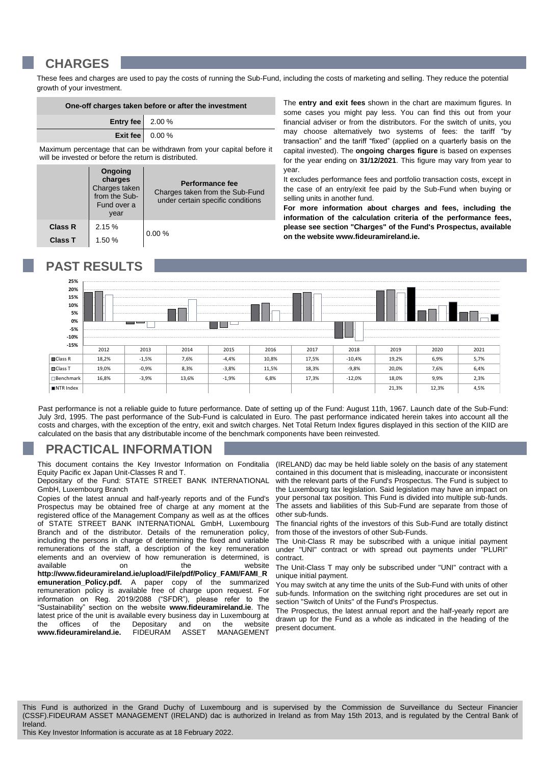## CHARGES

These fees and charges are used to pay the costs of running the Sub-Fund, including the costs of marketing and selling. They reduce the potential growth of your investment.

| One-off charges taken before or after the investment | |
|---|---|
| **Entry fee** | 2.00 % |
| **Exit fee** | 0.00 % |

Maximum percentage that can be withdrawn from your capital before it will be invested or before the return is distributed.

| | **Ongoing charges** Charges taken from the Sub-Fund over a year | **Performance fee** Charges taken from the Sub-Fund under certain specific conditions |
|---|---|---|
| **Class R** | 2.15 % | 0.00 % |
| **Class T** | 1.50 % | |

The **entry and exit fees** shown in the chart are maximum figures. In some cases you might pay less. You can find this out from your financial adviser or from the distributors. For the switch of units, you may choose alternatively two systems of fees: the tariff "by transaction" and the tariff "fixed" (applied on a quarterly basis on the capital invested). The **ongoing charges figure** is based on expenses for the year ending on **31/12/2021**. This figure may vary from year to year.

It excludes performance fees and portfolio transaction costs, except in the case of an entry/exit fee paid by the Sub-Fund when buying or selling units in another fund.

**For more information about charges and fees, including the information of the calculation criteria of the performance fees, please see section "Charges" of the Fund's Prospectus, available on the website www.fideuramireland.ie.**

## PAST RESULTS

25%
20%
15%
10%
5%
0%
-5%
-10%
-15%

| | 2012 | 2013 | 2014 | 2015 | 2016 | 2017 | 2018 | 2019 | 2020 | 2021 |
|---|---|---|---|---|---|---|---|---|---|---|
| Class R | 18,2% | -1,5% | 7,6% | -4,4% | 10,8% | 17,5% | -10,4% | 19,2% | 6,9% | 5,7% |
| Class T | 19,0% | -0,9% | 8,3% | -3,8% | 11,5% | 18,3% | -9,8% | 20,0% | 7,6% | 6,4% |
| Benchmark | 16,8% | -3,9% | 13,6% | -1,9% | 6,8% | 17,3% | -12,0% | 18,0% | 9,9% | 2,3% |
| NTR Index | | | | | | | | 21,3% | 12,3% | 4,5% |

Past performance is not a reliable guide to future performance. Date of setting up of the Fund: August 11th, 1967. Launch date of the Sub-Fund: July 3rd, 1995. The past performance of the Sub-Fund is calculated in Euro. The past performance indicated herein takes into account all the costs and charges, with the exception of the entry, exit and switch charges. Net Total Return Index figures displayed in this section of the KIID are calculated on the basis that any distributable income of the benchmark components have been reinvested.

## PRACTICAL INFORMATION

This document contains the Key Investor Information on Fonditalia Equity Pacific ex Japan Unit-Classes R and T.

Depositary of the Fund: STATE STREET BANK INTERNATIONAL GmbH, Luxembourg Branch

Copies of the latest annual and half-yearly reports and of the Fund's Prospectus may be obtained free of charge at any moment at the registered office of the Management Company as well as at the offices of STATE STREET BANK INTERNATIONAL GmbH, Luxembourg Branch and of the distributor. Details of the remuneration policy, including the persons in charge of determining the fixed and variable remunerations of the staff, a description of the key remuneration elements and an overview of how remuneration is determined, is available on the website **http://www.fideuramireland.ie/upload/File/pdf/Policy_FAMI/FAMI_Remuneration_Policy.pdf.** A paper copy of the summarized remuneration policy is available free of charge upon request. For information on Reg. 2019/2088 ("SFDR"), please refer to the "Sustainability" section on the website **www.fideuramireland.ie**. The latest price of the unit is available every business day in Luxembourg at the offices of the Depositary and on the website **www.fideuramireland.ie.** FIDEURAM ASSET MANAGEMENT (IRELAND) dac may be held liable solely on the basis of any statement contained in this document that is misleading, inaccurate or inconsistent with the relevant parts of the Fund's Prospectus. The Fund is subject to the Luxembourg tax legislation. Said legislation may have an impact on your personal tax position. This Fund is divided into multiple sub-funds. The assets and liabilities of this Sub-Fund are separate from those of other sub-funds.

The financial rights of the investors of this Sub-Fund are totally distinct from those of the investors of other Sub-Funds.

The Unit-Class R may be subscribed with a unique initial payment under "UNI" contract or with spread out payments under "PLURI" contract.

The Unit-Class T may only be subscribed under "UNI" contract with a unique initial payment.

You may switch at any time the units of the Sub-Fund with units of other sub-funds. Information on the switching right procedures are set out in section "Switch of Units" of the Fund's Prospectus.

The Prospectus, the latest annual report and the half-yearly report are drawn up for the Fund as a whole as indicated in the heading of the present document.

This Fund is authorized in the Grand Duchy of Luxembourg and is supervised by the Commission de Surveillance du Secteur Financier (CSSF).FIDEURAM ASSET MANAGEMENT (IRELAND) dac is authorized in Ireland as from May 15th 2013, and is regulated by the Central Bank of Ireland.

This Key Investor Information is accurate as at 18 February 2022.